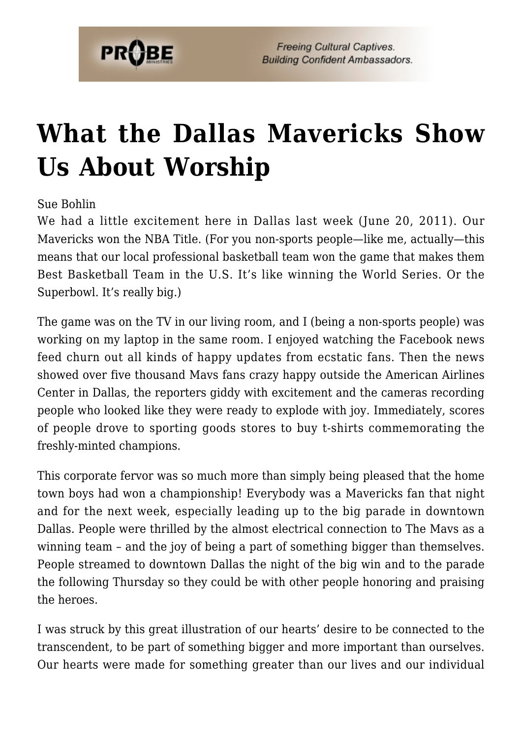# What the Dallas Mavericks Show Us About Worship

Sue Bohlin

We had a little excitement here in Dallas last week (June 20, 2011). Our Mavericks won the NBA Title. (For you non-sports people—like me, actually—this means that our local professional basketball team won the game that makes them Best Basketball Team in the U.S. It's like winning the World Series. Or the Superbowl. It's really big.)

The game was on the TV in our living room, and I (being a non-sports people) was working on my laptop in the same room. I enjoyed watching the Facebook news feed churn out all kinds of happy updates from ecstatic fans. Then the news showed over five thousand Mavs fans crazy happy outside the American Airlines Center in Dallas, the reporters giddy with excitement and the cameras recording people who looked like they were ready to explode with joy. Immediately, scores of people drove to sporting goods stores to buy t-shirts commemorating the freshly-minted champions.

This corporate fervor was so much more than simply being pleased that the home town boys had won a championship! Everybody was a Mavericks fan that night and for the next week, especially leading up to the big parade in downtown Dallas. People were thrilled by the almost electrical connection to The Mavs as a winning team – and the joy of being a part of something bigger than themselves. People streamed to downtown Dallas the night of the big win and to the parade the following Thursday so they could be with other people honoring and praising the heroes.

I was struck by this great illustration of our hearts' desire to be connected to the transcendent, to be part of something bigger and more important than ourselves. Our hearts were made for something greater than our lives and our individual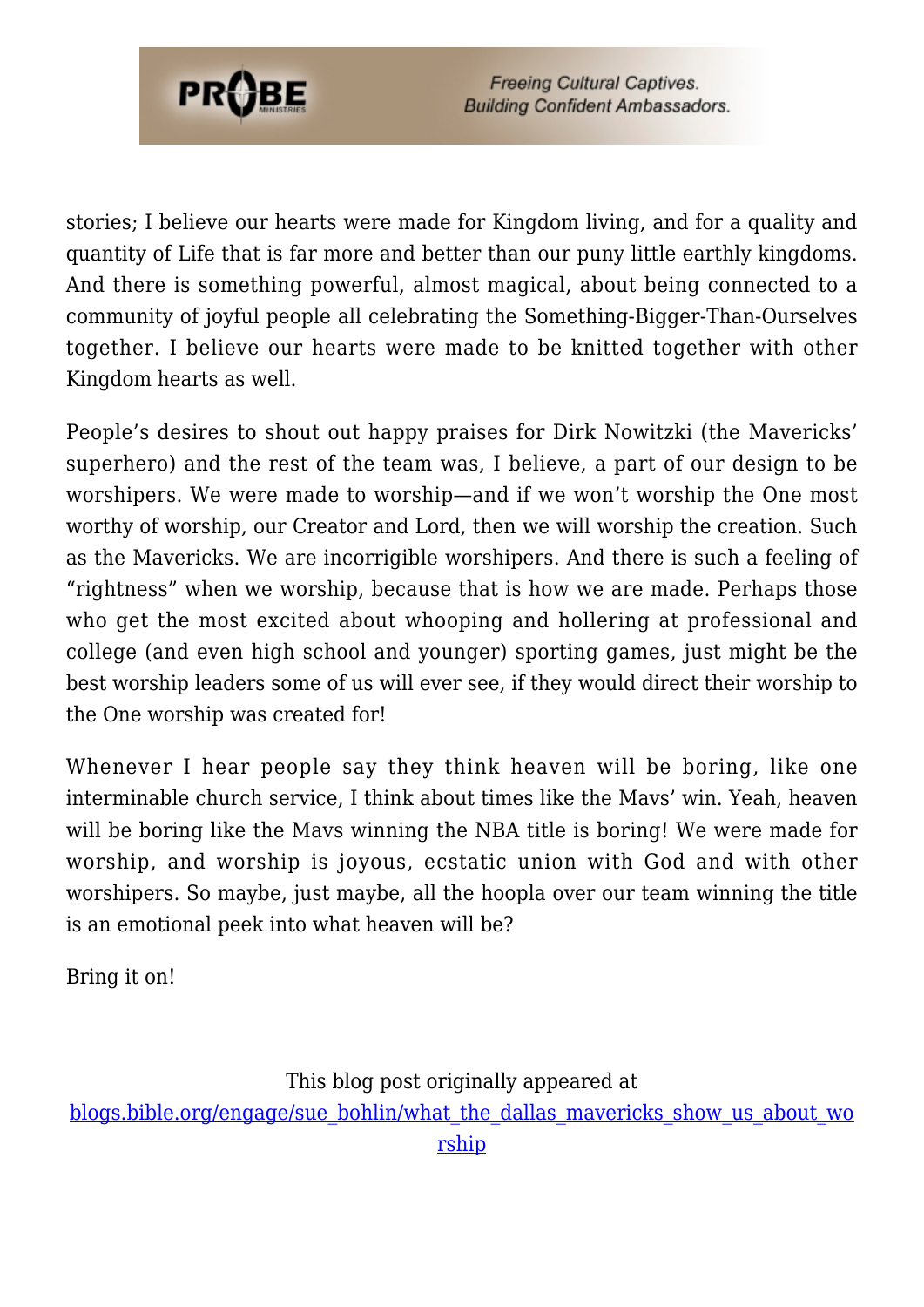stories; I believe our hearts were made for Kingdom living, and for a quality and quantity of Life that is far more and better than our puny little earthly kingdoms. And there is something powerful, almost magical, about being connected to a community of joyful people all celebrating the Something-Bigger-Than-Ourselves together. I believe our hearts were made to be knitted together with other Kingdom hearts as well.

People's desires to shout out happy praises for Dirk Nowitzki (the Mavericks' superhero) and the rest of the team was, I believe, a part of our design to be worshipers. We were made to worship—and if we won't worship the One most worthy of worship, our Creator and Lord, then we will worship the creation. Such as the Mavericks. We are incorrigible worshipers. And there is such a feeling of "rightness" when we worship, because that is how we are made. Perhaps those who get the most excited about whooping and hollering at professional and college (and even high school and younger) sporting games, just might be the best worship leaders some of us will ever see, if they would direct their worship to the One worship was created for!

Whenever I hear people say they think heaven will be boring, like one interminable church service, I think about times like the Mavs' win. Yeah, heaven will be boring like the Mavs winning the NBA title is boring! We were made for worship, and worship is joyous, ecstatic union with God and with other worshipers. So maybe, just maybe, all the hoopla over our team winning the title is an emotional peek into what heaven will be?

Bring it on!

This blog post originally appeared at [blogs.bible.org/engage/sue_bohlin/what_the_dallas_mavericks_show_us_about_worship](blogs.bible.org/engage/sue_bohlin/what_the_dallas_mavericks_show_us_about_worship)